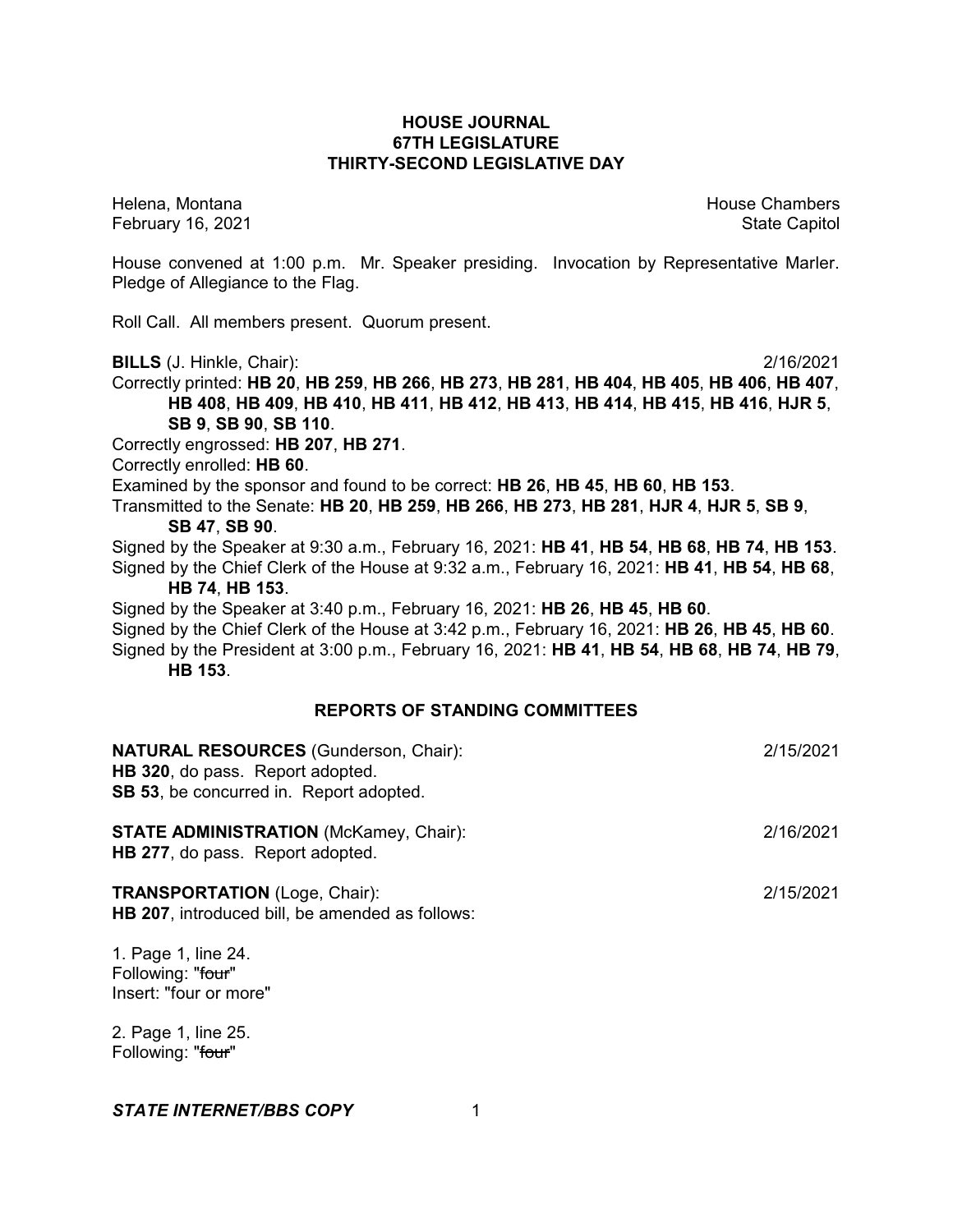**HOUSE JOURNAL**
**67TH LEGISLATURE**
**THIRTY-SECOND LEGISLATIVE DAY**

Helena, Montana  
February 16, 2021

House Chambers  
State Capitol

House convened at 1:00 p.m. Mr. Speaker presiding. Invocation by Representative Marler. Pledge of Allegiance to the Flag.

Roll Call. All members present. Quorum present.

**BILLS** (J. Hinkle, Chair): 2/16/2021

Correctly printed: **HB 20**, **HB 259**, **HB 266**, **HB 273**, **HB 281**, **HB 404**, **HB 405**, **HB 406**, **HB 407**, **HB 408**, **HB 409**, **HB 410**, **HB 411**, **HB 412**, **HB 413**, **HB 414**, **HB 415**, **HB 416**, **HJR 5**, **SB 9**, **SB 90**, **SB 110**.

Correctly engrossed: **HB 207**, **HB 271**.

Correctly enrolled: **HB 60**.

Examined by the sponsor and found to be correct: **HB 26**, **HB 45**, **HB 60**, **HB 153**.

Transmitted to the Senate: **HB 20**, **HB 259**, **HB 266**, **HB 273**, **HB 281**, **HJR 4**, **HJR 5**, **SB 9**, **SB 47**, **SB 90**.

Signed by the Speaker at 9:30 a.m., February 16, 2021: **HB 41**, **HB 54**, **HB 68**, **HB 74**, **HB 153**.

Signed by the Chief Clerk of the House at 9:32 a.m., February 16, 2021: **HB 41**, **HB 54**, **HB 68**, **HB 74**, **HB 153**.

Signed by the Speaker at 3:40 p.m., February 16, 2021: **HB 26**, **HB 45**, **HB 60**.

Signed by the Chief Clerk of the House at 3:42 p.m., February 16, 2021: **HB 26**, **HB 45**, **HB 60**.

Signed by the President at 3:00 p.m., February 16, 2021: **HB 41**, **HB 54**, **HB 68**, **HB 74**, **HB 79**, **HB 153**.

## REPORTS OF STANDING COMMITTEES

**NATURAL RESOURCES** (Gunderson, Chair): 2/15/2021  
**HB 320**, do pass. Report adopted.  
**SB 53**, be concurred in. Report adopted.

**STATE ADMINISTRATION** (McKamey, Chair): 2/16/2021  
**HB 277**, do pass. Report adopted.

**TRANSPORTATION** (Loge, Chair): 2/15/2021  
**HB 207**, introduced bill, be amended as follows:

1. Page 1, line 24.  
Following: "~~four~~"  
Insert: "four or more"

2. Page 1, line 25.  
Following: "~~four~~"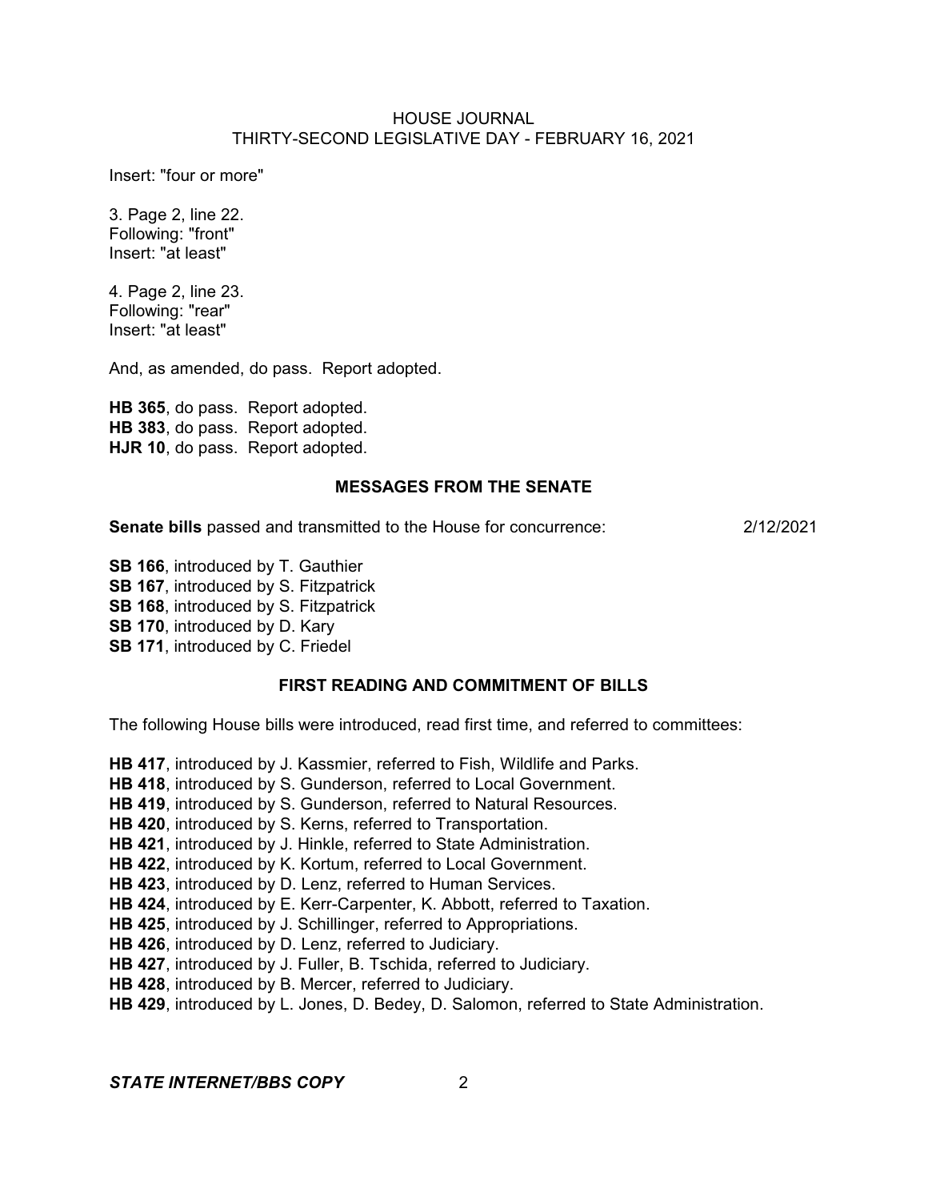Insert: "four or more"

3. Page 2, line 22.
Following: "front"
Insert: "at least"

4. Page 2, line 23.
Following: "rear"
Insert: "at least"

And, as amended, do pass. Report adopted.

**HB 365**, do pass. Report adopted.
**HB 383**, do pass. Report adopted.
**HJR 10**, do pass. Report adopted.

## MESSAGES FROM THE SENATE

**Senate bills** passed and transmitted to the House for concurrence: 2/12/2021

**SB 166**, introduced by T. Gauthier
**SB 167**, introduced by S. Fitzpatrick
**SB 168**, introduced by S. Fitzpatrick
**SB 170**, introduced by D. Kary
**SB 171**, introduced by C. Friedel

## FIRST READING AND COMMITMENT OF BILLS

The following House bills were introduced, read first time, and referred to committees:

**HB 417**, introduced by J. Kassmier, referred to Fish, Wildlife and Parks.
**HB 418**, introduced by S. Gunderson, referred to Local Government.
**HB 419**, introduced by S. Gunderson, referred to Natural Resources.
**HB 420**, introduced by S. Kerns, referred to Transportation.
**HB 421**, introduced by J. Hinkle, referred to State Administration.
**HB 422**, introduced by K. Kortum, referred to Local Government.
**HB 423**, introduced by D. Lenz, referred to Human Services.
**HB 424**, introduced by E. Kerr-Carpenter, K. Abbott, referred to Taxation.
**HB 425**, introduced by J. Schillinger, referred to Appropriations.
**HB 426**, introduced by D. Lenz, referred to Judiciary.
**HB 427**, introduced by J. Fuller, B. Tschida, referred to Judiciary.
**HB 428**, introduced by B. Mercer, referred to Judiciary.
**HB 429**, introduced by L. Jones, D. Bedey, D. Salomon, referred to State Administration.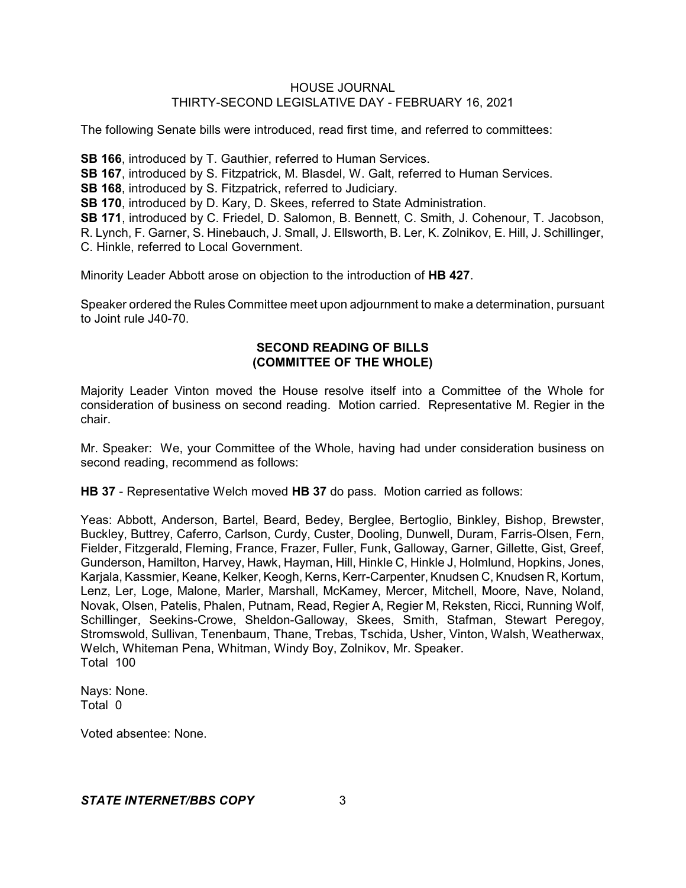The following Senate bills were introduced, read first time, and referred to committees:

**SB 166**, introduced by T. Gauthier, referred to Human Services.
**SB 167**, introduced by S. Fitzpatrick, M. Blasdel, W. Galt, referred to Human Services.
**SB 168**, introduced by S. Fitzpatrick, referred to Judiciary.
**SB 170**, introduced by D. Kary, D. Skees, referred to State Administration.
**SB 171**, introduced by C. Friedel, D. Salomon, B. Bennett, C. Smith, J. Cohenour, T. Jacobson, R. Lynch, F. Garner, S. Hinebauch, J. Small, J. Ellsworth, B. Ler, K. Zolnikov, E. Hill, J. Schillinger, C. Hinkle, referred to Local Government.

Minority Leader Abbott arose on objection to the introduction of **HB 427**.

Speaker ordered the Rules Committee meet upon adjournment to make a determination, pursuant to Joint rule J40-70.

## SECOND READING OF BILLS (COMMITTEE OF THE WHOLE)

Majority Leader Vinton moved the House resolve itself into a Committee of the Whole for consideration of business on second reading. Motion carried. Representative M. Regier in the chair.

Mr. Speaker: We, your Committee of the Whole, having had under consideration business on second reading, recommend as follows:

**HB 37** - Representative Welch moved **HB 37** do pass. Motion carried as follows:

Yeas: Abbott, Anderson, Bartel, Beard, Bedey, Berglee, Bertoglio, Binkley, Bishop, Brewster, Buckley, Buttrey, Caferro, Carlson, Curdy, Custer, Dooling, Dunwell, Duram, Farris-Olsen, Fern, Fielder, Fitzgerald, Fleming, France, Frazer, Fuller, Funk, Galloway, Garner, Gillette, Gist, Greef, Gunderson, Hamilton, Harvey, Hawk, Hayman, Hill, Hinkle C, Hinkle J, Holmlund, Hopkins, Jones, Karjala, Kassmier, Keane, Kelker, Keogh, Kerns, Kerr-Carpenter, Knudsen C, Knudsen R, Kortum, Lenz, Ler, Loge, Malone, Marler, Marshall, McKamey, Mercer, Mitchell, Moore, Nave, Noland, Novak, Olsen, Patelis, Phalen, Putnam, Read, Regier A, Regier M, Reksten, Ricci, Running Wolf, Schillinger, Seekins-Crowe, Sheldon-Galloway, Skees, Smith, Stafman, Stewart Peregoy, Stromswold, Sullivan, Tenenbaum, Thane, Trebas, Tschida, Usher, Vinton, Walsh, Weatherwax, Welch, Whiteman Pena, Whitman, Windy Boy, Zolnikov, Mr. Speaker.
Total 100

Nays: None.
Total 0

Voted absentee: None.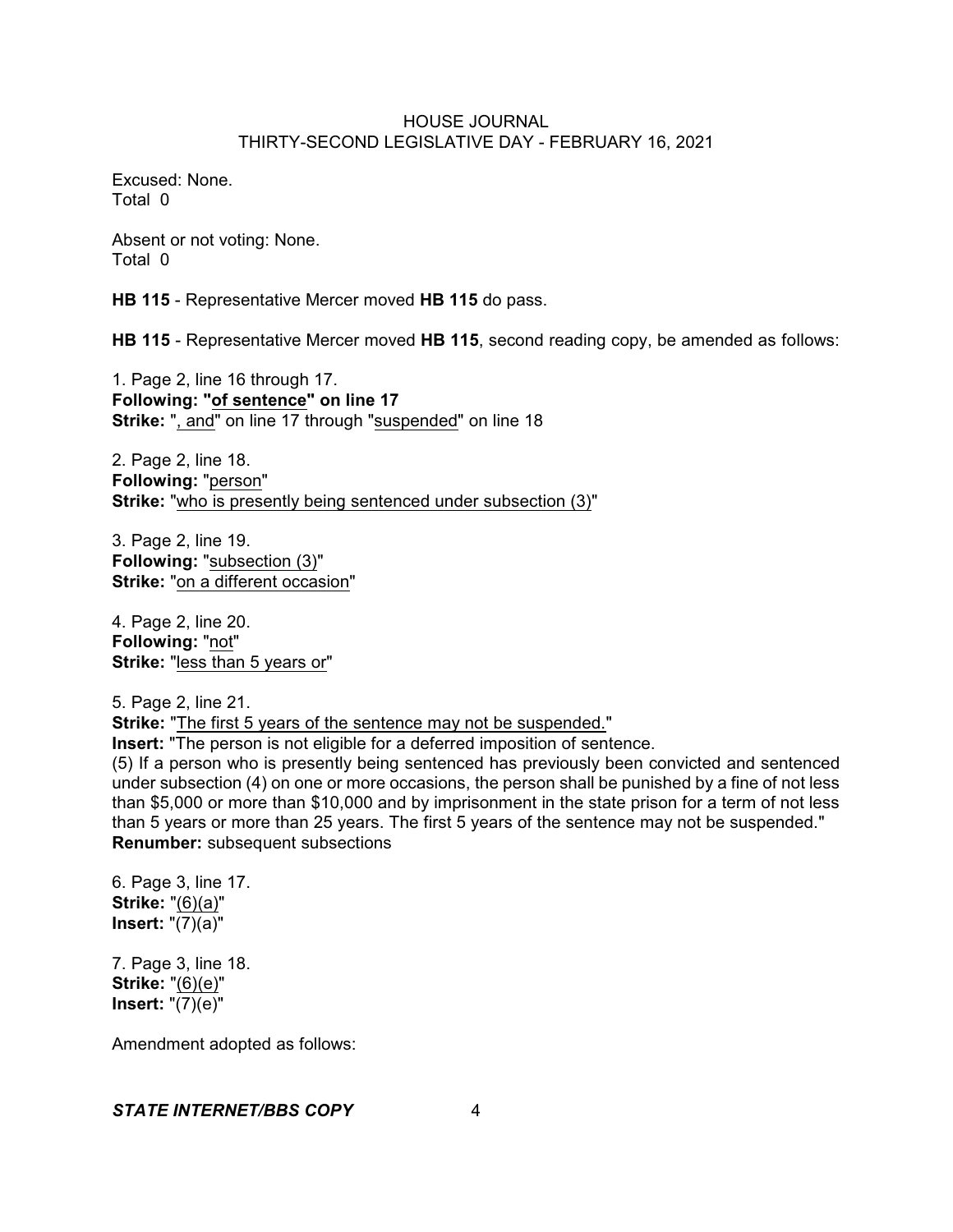Excused: None.
Total 0

Absent or not voting: None.
Total 0

**HB 115** - Representative Mercer moved **HB 115** do pass.

**HB 115** - Representative Mercer moved **HB 115**, second reading copy, be amended as follows:

1. Page 2, line 16 through 17.
**Following: "of sentence" on line 17**
**Strike:** ", and" on line 17 through "suspended" on line 18

2. Page 2, line 18.
**Following:** "person"
**Strike:** "who is presently being sentenced under subsection (3)"

3. Page 2, line 19.
**Following:** "subsection (3)"
**Strike:** "on a different occasion"

4. Page 2, line 20.
**Following:** "not"
**Strike:** "less than 5 years or"

5. Page 2, line 21.
**Strike:** "The first 5 years of the sentence may not be suspended."
**Insert:** "The person is not eligible for a deferred imposition of sentence.
(5) If a person who is presently being sentenced has previously been convicted and sentenced under subsection (4) on one or more occasions, the person shall be punished by a fine of not less than $5,000 or more than $10,000 and by imprisonment in the state prison for a term of not less than 5 years or more than 25 years. The first 5 years of the sentence may not be suspended."
**Renumber:** subsequent subsections

6. Page 3, line 17.
**Strike:** "(6)(a)"
**Insert:** "(7)(a)"

7. Page 3, line 18.
**Strike:** "(6)(e)"
**Insert:** "(7)(e)"

Amendment adopted as follows: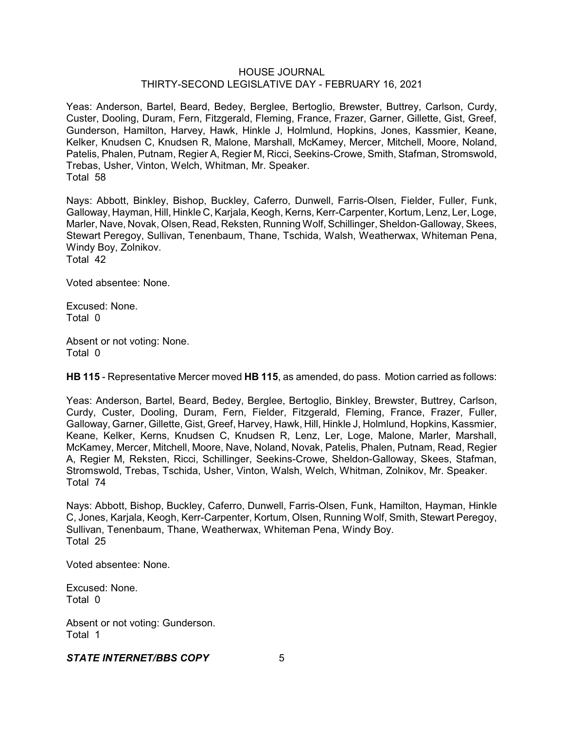Yeas: Anderson, Bartel, Beard, Bedey, Berglee, Bertoglio, Brewster, Buttrey, Carlson, Curdy, Custer, Dooling, Duram, Fern, Fitzgerald, Fleming, France, Frazer, Garner, Gillette, Gist, Greef, Gunderson, Hamilton, Harvey, Hawk, Hinkle J, Holmlund, Hopkins, Jones, Kassmier, Keane, Kelker, Knudsen C, Knudsen R, Malone, Marshall, McKamey, Mercer, Mitchell, Moore, Noland, Patelis, Phalen, Putnam, Regier A, Regier M, Ricci, Seekins-Crowe, Smith, Stafman, Stromswold, Trebas, Usher, Vinton, Welch, Whitman, Mr. Speaker.
Total 58

Nays: Abbott, Binkley, Bishop, Buckley, Caferro, Dunwell, Farris-Olsen, Fielder, Fuller, Funk, Galloway, Hayman, Hill, Hinkle C, Karjala, Keogh, Kerns, Kerr-Carpenter, Kortum, Lenz, Ler, Loge, Marler, Nave, Novak, Olsen, Read, Reksten, Running Wolf, Schillinger, Sheldon-Galloway, Skees, Stewart Peregoy, Sullivan, Tenenbaum, Thane, Tschida, Walsh, Weatherwax, Whiteman Pena, Windy Boy, Zolnikov.
Total 42

Voted absentee: None.

Excused: None.
Total 0

Absent or not voting: None.
Total 0

**HB 115** - Representative Mercer moved **HB 115**, as amended, do pass. Motion carried as follows:

Yeas: Anderson, Bartel, Beard, Bedey, Berglee, Bertoglio, Binkley, Brewster, Buttrey, Carlson, Curdy, Custer, Dooling, Duram, Fern, Fielder, Fitzgerald, Fleming, France, Frazer, Fuller, Galloway, Garner, Gillette, Gist, Greef, Harvey, Hawk, Hill, Hinkle J, Holmlund, Hopkins, Kassmier, Keane, Kelker, Kerns, Knudsen C, Knudsen R, Lenz, Ler, Loge, Malone, Marler, Marshall, McKamey, Mercer, Mitchell, Moore, Nave, Noland, Novak, Patelis, Phalen, Putnam, Read, Regier A, Regier M, Reksten, Ricci, Schillinger, Seekins-Crowe, Sheldon-Galloway, Skees, Stafman, Stromswold, Trebas, Tschida, Usher, Vinton, Walsh, Welch, Whitman, Zolnikov, Mr. Speaker.
Total 74

Nays: Abbott, Bishop, Buckley, Caferro, Dunwell, Farris-Olsen, Funk, Hamilton, Hayman, Hinkle C, Jones, Karjala, Keogh, Kerr-Carpenter, Kortum, Olsen, Running Wolf, Smith, Stewart Peregoy, Sullivan, Tenenbaum, Thane, Weatherwax, Whiteman Pena, Windy Boy.
Total 25

Voted absentee: None.

Excused: None.
Total 0

Absent or not voting: Gunderson.
Total 1

***STATE INTERNET/BBS COPY***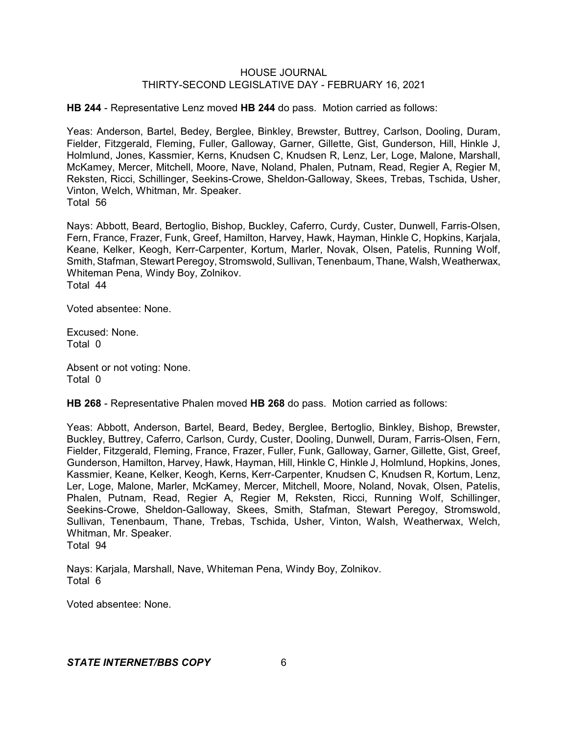**HB 244** - Representative Lenz moved **HB 244** do pass. Motion carried as follows:

Yeas: Anderson, Bartel, Bedey, Berglee, Binkley, Brewster, Buttrey, Carlson, Dooling, Duram, Fielder, Fitzgerald, Fleming, Fuller, Galloway, Garner, Gillette, Gist, Gunderson, Hill, Hinkle J, Holmlund, Jones, Kassmier, Kerns, Knudsen C, Knudsen R, Lenz, Ler, Loge, Malone, Marshall, McKamey, Mercer, Mitchell, Moore, Nave, Noland, Phalen, Putnam, Read, Regier A, Regier M, Reksten, Ricci, Schillinger, Seekins-Crowe, Sheldon-Galloway, Skees, Trebas, Tschida, Usher, Vinton, Welch, Whitman, Mr. Speaker.
Total 56

Nays: Abbott, Beard, Bertoglio, Bishop, Buckley, Caferro, Curdy, Custer, Dunwell, Farris-Olsen, Fern, France, Frazer, Funk, Greef, Hamilton, Harvey, Hawk, Hayman, Hinkle C, Hopkins, Karjala, Keane, Kelker, Keogh, Kerr-Carpenter, Kortum, Marler, Novak, Olsen, Patelis, Running Wolf, Smith, Stafman, Stewart Peregoy, Stromswold, Sullivan, Tenenbaum, Thane, Walsh, Weatherwax, Whiteman Pena, Windy Boy, Zolnikov.
Total 44

Voted absentee: None.

Excused: None.
Total 0

Absent or not voting: None.
Total 0

**HB 268** - Representative Phalen moved **HB 268** do pass. Motion carried as follows:

Yeas: Abbott, Anderson, Bartel, Beard, Bedey, Berglee, Bertoglio, Binkley, Bishop, Brewster, Buckley, Buttrey, Caferro, Carlson, Curdy, Custer, Dooling, Dunwell, Duram, Farris-Olsen, Fern, Fielder, Fitzgerald, Fleming, France, Frazer, Fuller, Funk, Galloway, Garner, Gillette, Gist, Greef, Gunderson, Hamilton, Harvey, Hawk, Hayman, Hill, Hinkle C, Hinkle J, Holmlund, Hopkins, Jones, Kassmier, Keane, Kelker, Keogh, Kerns, Kerr-Carpenter, Knudsen C, Knudsen R, Kortum, Lenz, Ler, Loge, Malone, Marler, McKamey, Mercer, Mitchell, Moore, Noland, Novak, Olsen, Patelis, Phalen, Putnam, Read, Regier A, Regier M, Reksten, Ricci, Running Wolf, Schillinger, Seekins-Crowe, Sheldon-Galloway, Skees, Smith, Stafman, Stewart Peregoy, Stromswold, Sullivan, Tenenbaum, Thane, Trebas, Tschida, Usher, Vinton, Walsh, Weatherwax, Welch, Whitman, Mr. Speaker.
Total 94

Nays: Karjala, Marshall, Nave, Whiteman Pena, Windy Boy, Zolnikov.
Total 6

Voted absentee: None.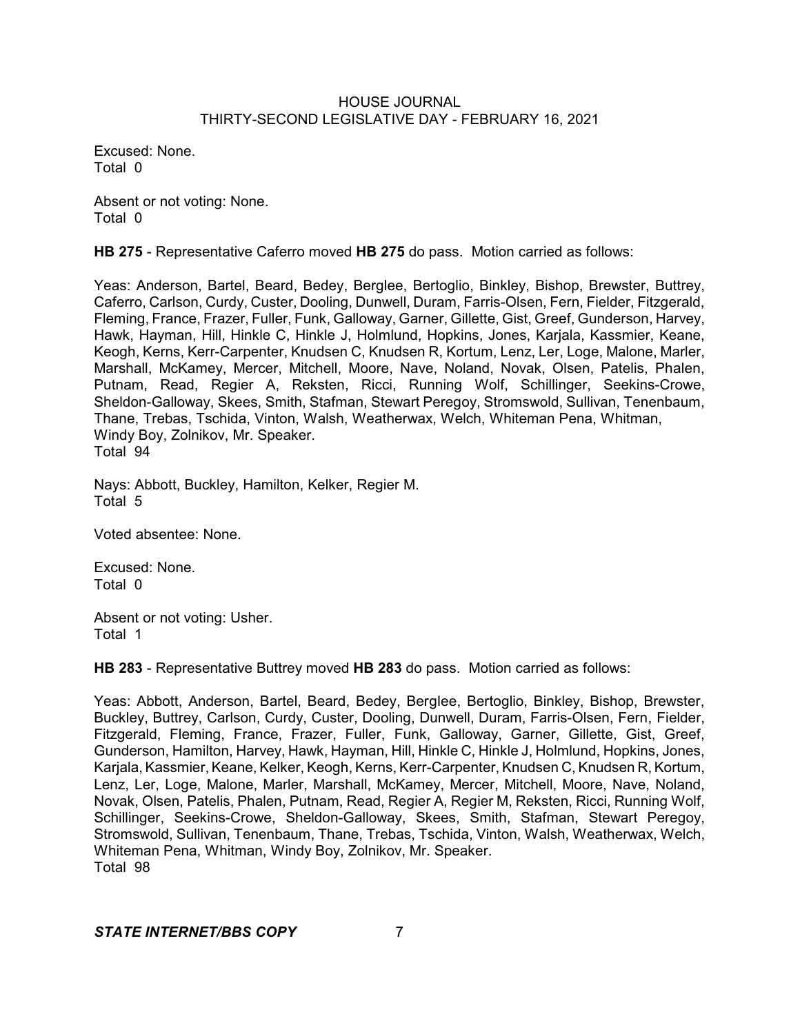Excused: None.
Total 0

Absent or not voting: None.
Total 0

**HB 275** - Representative Caferro moved **HB 275** do pass. Motion carried as follows:

Yeas: Anderson, Bartel, Beard, Bedey, Berglee, Bertoglio, Binkley, Bishop, Brewster, Buttrey, Caferro, Carlson, Curdy, Custer, Dooling, Dunwell, Duram, Farris-Olsen, Fern, Fielder, Fitzgerald, Fleming, France, Frazer, Fuller, Funk, Galloway, Garner, Gillette, Gist, Greef, Gunderson, Harvey, Hawk, Hayman, Hill, Hinkle C, Hinkle J, Holmlund, Hopkins, Jones, Karjala, Kassmier, Keane, Keogh, Kerns, Kerr-Carpenter, Knudsen C, Knudsen R, Kortum, Lenz, Ler, Loge, Malone, Marler, Marshall, McKamey, Mercer, Mitchell, Moore, Nave, Noland, Novak, Olsen, Patelis, Phalen, Putnam, Read, Regier A, Reksten, Ricci, Running Wolf, Schillinger, Seekins-Crowe, Sheldon-Galloway, Skees, Smith, Stafman, Stewart Peregoy, Stromswold, Sullivan, Tenenbaum, Thane, Trebas, Tschida, Vinton, Walsh, Weatherwax, Welch, Whiteman Pena, Whitman, Windy Boy, Zolnikov, Mr. Speaker.
Total 94

Nays: Abbott, Buckley, Hamilton, Kelker, Regier M.
Total 5

Voted absentee: None.

Excused: None.
Total 0

Absent or not voting: Usher.
Total 1

**HB 283** - Representative Buttrey moved **HB 283** do pass. Motion carried as follows:

Yeas: Abbott, Anderson, Bartel, Beard, Bedey, Berglee, Bertoglio, Binkley, Bishop, Brewster, Buckley, Buttrey, Carlson, Curdy, Custer, Dooling, Dunwell, Duram, Farris-Olsen, Fern, Fielder, Fitzgerald, Fleming, France, Frazer, Fuller, Funk, Galloway, Garner, Gillette, Gist, Greef, Gunderson, Hamilton, Harvey, Hawk, Hayman, Hill, Hinkle C, Hinkle J, Holmlund, Hopkins, Jones, Karjala, Kassmier, Keane, Kelker, Keogh, Kerns, Kerr-Carpenter, Knudsen C, Knudsen R, Kortum, Lenz, Ler, Loge, Malone, Marler, Marshall, McKamey, Mercer, Mitchell, Moore, Nave, Noland, Novak, Olsen, Patelis, Phalen, Putnam, Read, Regier A, Regier M, Reksten, Ricci, Running Wolf, Schillinger, Seekins-Crowe, Sheldon-Galloway, Skees, Smith, Stafman, Stewart Peregoy, Stromswold, Sullivan, Tenenbaum, Thane, Trebas, Tschida, Vinton, Walsh, Weatherwax, Welch, Whiteman Pena, Whitman, Windy Boy, Zolnikov, Mr. Speaker.
Total 98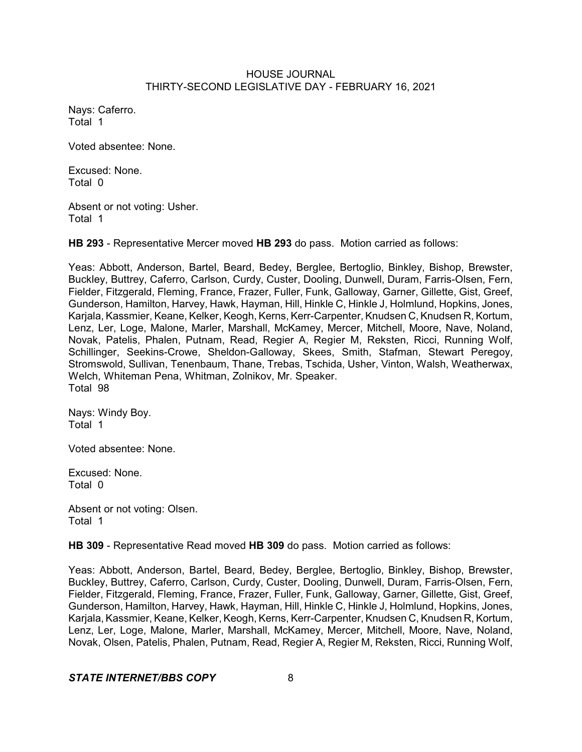Nays: Caferro.
Total 1

Voted absentee: None.

Excused: None.
Total 0

Absent or not voting: Usher.
Total 1

**HB 293** - Representative Mercer moved **HB 293** do pass. Motion carried as follows:

Yeas: Abbott, Anderson, Bartel, Beard, Bedey, Berglee, Bertoglio, Binkley, Bishop, Brewster, Buckley, Buttrey, Caferro, Carlson, Curdy, Custer, Dooling, Dunwell, Duram, Farris-Olsen, Fern, Fielder, Fitzgerald, Fleming, France, Frazer, Fuller, Funk, Galloway, Garner, Gillette, Gist, Greef, Gunderson, Hamilton, Harvey, Hawk, Hayman, Hill, Hinkle C, Hinkle J, Holmlund, Hopkins, Jones, Karjala, Kassmier, Keane, Kelker, Keogh, Kerns, Kerr-Carpenter, Knudsen C, Knudsen R, Kortum, Lenz, Ler, Loge, Malone, Marler, Marshall, McKamey, Mercer, Mitchell, Moore, Nave, Noland, Novak, Patelis, Phalen, Putnam, Read, Regier A, Regier M, Reksten, Ricci, Running Wolf, Schillinger, Seekins-Crowe, Sheldon-Galloway, Skees, Smith, Stafman, Stewart Peregoy, Stromswold, Sullivan, Tenenbaum, Thane, Trebas, Tschida, Usher, Vinton, Walsh, Weatherwax, Welch, Whiteman Pena, Whitman, Zolnikov, Mr. Speaker.
Total 98

Nays: Windy Boy.
Total 1

Voted absentee: None.

Excused: None.
Total 0

Absent or not voting: Olsen.
Total 1

**HB 309** - Representative Read moved **HB 309** do pass. Motion carried as follows:

Yeas: Abbott, Anderson, Bartel, Beard, Bedey, Berglee, Bertoglio, Binkley, Bishop, Brewster, Buckley, Buttrey, Caferro, Carlson, Curdy, Custer, Dooling, Dunwell, Duram, Farris-Olsen, Fern, Fielder, Fitzgerald, Fleming, France, Frazer, Fuller, Funk, Galloway, Garner, Gillette, Gist, Greef, Gunderson, Hamilton, Harvey, Hawk, Hayman, Hill, Hinkle C, Hinkle J, Holmlund, Hopkins, Jones, Karjala, Kassmier, Keane, Kelker, Keogh, Kerns, Kerr-Carpenter, Knudsen C, Knudsen R, Kortum, Lenz, Ler, Loge, Malone, Marler, Marshall, McKamey, Mercer, Mitchell, Moore, Nave, Noland, Novak, Olsen, Patelis, Phalen, Putnam, Read, Regier A, Regier M, Reksten, Ricci, Running Wolf,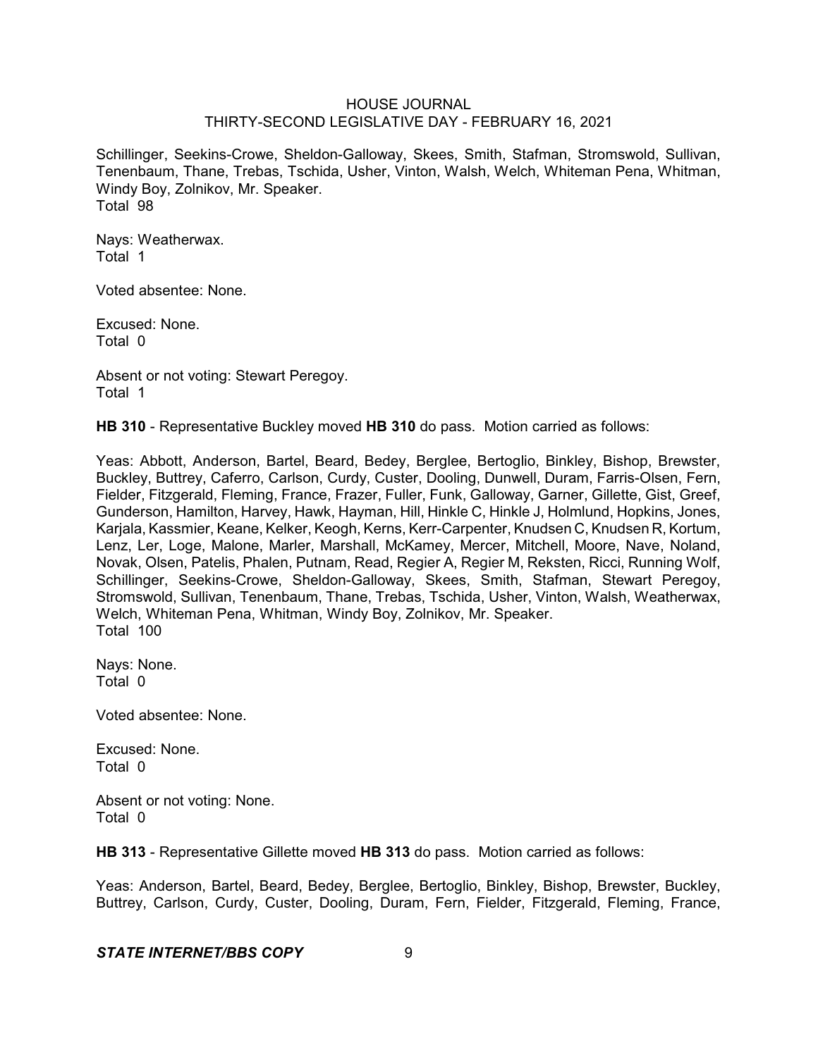Schillinger, Seekins-Crowe, Sheldon-Galloway, Skees, Smith, Stafman, Stromswold, Sullivan, Tenenbaum, Thane, Trebas, Tschida, Usher, Vinton, Walsh, Welch, Whiteman Pena, Whitman, Windy Boy, Zolnikov, Mr. Speaker.
Total 98

Nays: Weatherwax.
Total 1

Voted absentee: None.

Excused: None.
Total 0

Absent or not voting: Stewart Peregoy.
Total 1

**HB 310** - Representative Buckley moved **HB 310** do pass. Motion carried as follows:

Yeas: Abbott, Anderson, Bartel, Beard, Bedey, Berglee, Bertoglio, Binkley, Bishop, Brewster, Buckley, Buttrey, Caferro, Carlson, Curdy, Custer, Dooling, Dunwell, Duram, Farris-Olsen, Fern, Fielder, Fitzgerald, Fleming, France, Frazer, Fuller, Funk, Galloway, Garner, Gillette, Gist, Greef, Gunderson, Hamilton, Harvey, Hawk, Hayman, Hill, Hinkle C, Hinkle J, Holmlund, Hopkins, Jones, Karjala, Kassmier, Keane, Kelker, Keogh, Kerns, Kerr-Carpenter, Knudsen C, Knudsen R, Kortum, Lenz, Ler, Loge, Malone, Marler, Marshall, McKamey, Mercer, Mitchell, Moore, Nave, Noland, Novak, Olsen, Patelis, Phalen, Putnam, Read, Regier A, Regier M, Reksten, Ricci, Running Wolf, Schillinger, Seekins-Crowe, Sheldon-Galloway, Skees, Smith, Stafman, Stewart Peregoy, Stromswold, Sullivan, Tenenbaum, Thane, Trebas, Tschida, Usher, Vinton, Walsh, Weatherwax, Welch, Whiteman Pena, Whitman, Windy Boy, Zolnikov, Mr. Speaker.
Total 100

Nays: None.
Total 0

Voted absentee: None.

Excused: None.
Total 0

Absent or not voting: None.
Total 0

**HB 313** - Representative Gillette moved **HB 313** do pass. Motion carried as follows:

Yeas: Anderson, Bartel, Beard, Bedey, Berglee, Bertoglio, Binkley, Bishop, Brewster, Buckley, Buttrey, Carlson, Curdy, Custer, Dooling, Duram, Fern, Fielder, Fitzgerald, Fleming, France,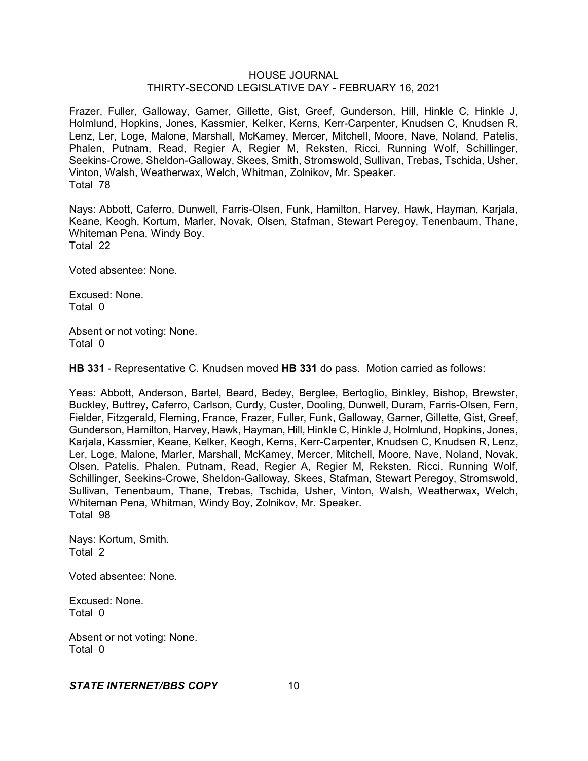Frazer, Fuller, Galloway, Garner, Gillette, Gist, Greef, Gunderson, Hill, Hinkle C, Hinkle J, Holmlund, Hopkins, Jones, Kassmier, Kelker, Kerns, Kerr-Carpenter, Knudsen C, Knudsen R, Lenz, Ler, Loge, Malone, Marshall, McKamey, Mercer, Mitchell, Moore, Nave, Noland, Patelis, Phalen, Putnam, Read, Regier A, Regier M, Reksten, Ricci, Running Wolf, Schillinger, Seekins-Crowe, Sheldon-Galloway, Skees, Smith, Stromswold, Sullivan, Trebas, Tschida, Usher, Vinton, Walsh, Weatherwax, Welch, Whitman, Zolnikov, Mr. Speaker.
Total 78

Nays: Abbott, Caferro, Dunwell, Farris-Olsen, Funk, Hamilton, Harvey, Hawk, Hayman, Karjala, Keane, Keogh, Kortum, Marler, Novak, Olsen, Stafman, Stewart Peregoy, Tenenbaum, Thane, Whiteman Pena, Windy Boy.
Total 22

Voted absentee: None.

Excused: None.
Total 0

Absent or not voting: None.
Total 0

**HB 331** - Representative C. Knudsen moved **HB 331** do pass. Motion carried as follows:

Yeas: Abbott, Anderson, Bartel, Beard, Bedey, Berglee, Bertoglio, Binkley, Bishop, Brewster, Buckley, Buttrey, Caferro, Carlson, Curdy, Custer, Dooling, Dunwell, Duram, Farris-Olsen, Fern, Fielder, Fitzgerald, Fleming, France, Frazer, Fuller, Funk, Galloway, Garner, Gillette, Gist, Greef, Gunderson, Hamilton, Harvey, Hawk, Hayman, Hill, Hinkle C, Hinkle J, Holmlund, Hopkins, Jones, Karjala, Kassmier, Keane, Kelker, Keogh, Kerns, Kerr-Carpenter, Knudsen C, Knudsen R, Lenz, Ler, Loge, Malone, Marler, Marshall, McKamey, Mercer, Mitchell, Moore, Nave, Noland, Novak, Olsen, Patelis, Phalen, Putnam, Read, Regier A, Regier M, Reksten, Ricci, Running Wolf, Schillinger, Seekins-Crowe, Sheldon-Galloway, Skees, Stafman, Stewart Peregoy, Stromswold, Sullivan, Tenenbaum, Thane, Trebas, Tschida, Usher, Vinton, Walsh, Weatherwax, Welch, Whiteman Pena, Whitman, Windy Boy, Zolnikov, Mr. Speaker.
Total 98

Nays: Kortum, Smith.
Total 2

Voted absentee: None.

Excused: None.
Total 0

Absent or not voting: None.
Total 0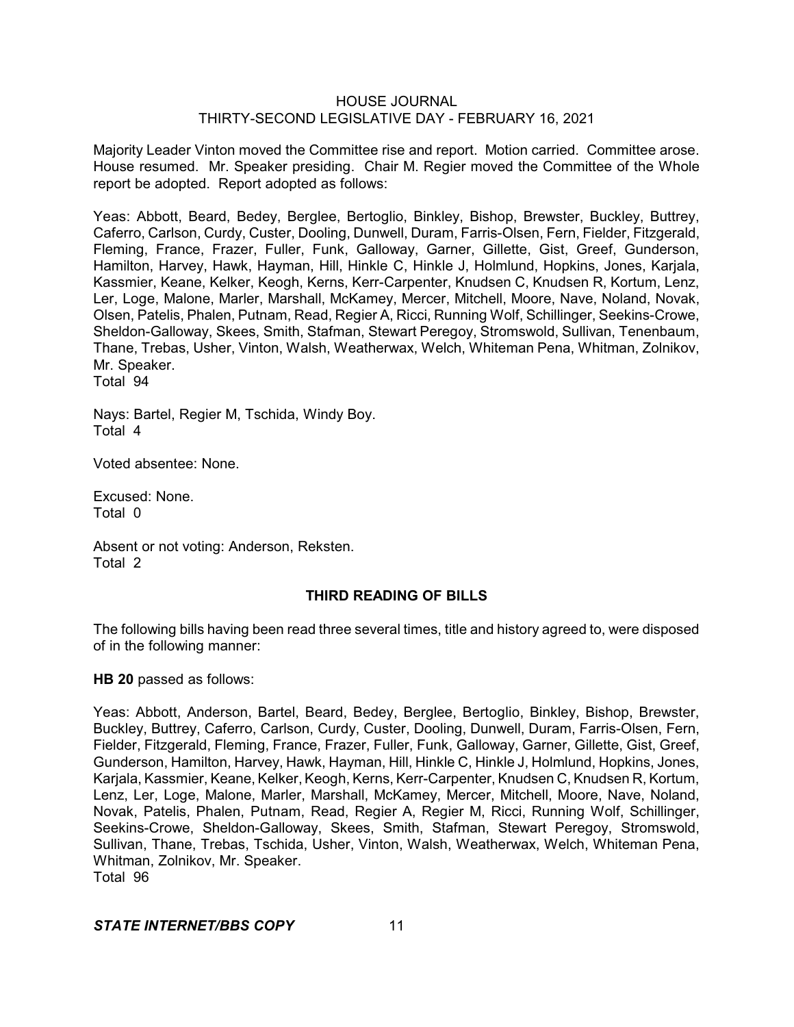Majority Leader Vinton moved the Committee rise and report. Motion carried. Committee arose. House resumed. Mr. Speaker presiding. Chair M. Regier moved the Committee of the Whole report be adopted. Report adopted as follows:

Yeas: Abbott, Beard, Bedey, Berglee, Bertoglio, Binkley, Bishop, Brewster, Buckley, Buttrey, Caferro, Carlson, Curdy, Custer, Dooling, Dunwell, Duram, Farris-Olsen, Fern, Fielder, Fitzgerald, Fleming, France, Frazer, Fuller, Funk, Galloway, Garner, Gillette, Gist, Greef, Gunderson, Hamilton, Harvey, Hawk, Hayman, Hill, Hinkle C, Hinkle J, Holmlund, Hopkins, Jones, Karjala, Kassmier, Keane, Kelker, Keogh, Kerns, Kerr-Carpenter, Knudsen C, Knudsen R, Kortum, Lenz, Ler, Loge, Malone, Marler, Marshall, McKamey, Mercer, Mitchell, Moore, Nave, Noland, Novak, Olsen, Patelis, Phalen, Putnam, Read, Regier A, Ricci, Running Wolf, Schillinger, Seekins-Crowe, Sheldon-Galloway, Skees, Smith, Stafman, Stewart Peregoy, Stromswold, Sullivan, Tenenbaum, Thane, Trebas, Usher, Vinton, Walsh, Weatherwax, Welch, Whiteman Pena, Whitman, Zolnikov, Mr. Speaker.
Total 94

Nays: Bartel, Regier M, Tschida, Windy Boy.
Total 4

Voted absentee: None.

Excused: None.
Total 0

Absent or not voting: Anderson, Reksten.
Total 2

## THIRD READING OF BILLS

The following bills having been read three several times, title and history agreed to, were disposed of in the following manner:

**HB 20** passed as follows:

Yeas: Abbott, Anderson, Bartel, Beard, Bedey, Berglee, Bertoglio, Binkley, Bishop, Brewster, Buckley, Buttrey, Caferro, Carlson, Curdy, Custer, Dooling, Dunwell, Duram, Farris-Olsen, Fern, Fielder, Fitzgerald, Fleming, France, Frazer, Fuller, Funk, Galloway, Garner, Gillette, Gist, Greef, Gunderson, Hamilton, Harvey, Hawk, Hayman, Hill, Hinkle C, Hinkle J, Holmlund, Hopkins, Jones, Karjala, Kassmier, Keane, Kelker, Keogh, Kerns, Kerr-Carpenter, Knudsen C, Knudsen R, Kortum, Lenz, Ler, Loge, Malone, Marler, Marshall, McKamey, Mercer, Mitchell, Moore, Nave, Noland, Novak, Patelis, Phalen, Putnam, Read, Regier A, Regier M, Ricci, Running Wolf, Schillinger, Seekins-Crowe, Sheldon-Galloway, Skees, Smith, Stafman, Stewart Peregoy, Stromswold, Sullivan, Thane, Trebas, Tschida, Usher, Vinton, Walsh, Weatherwax, Welch, Whiteman Pena, Whitman, Zolnikov, Mr. Speaker.
Total 96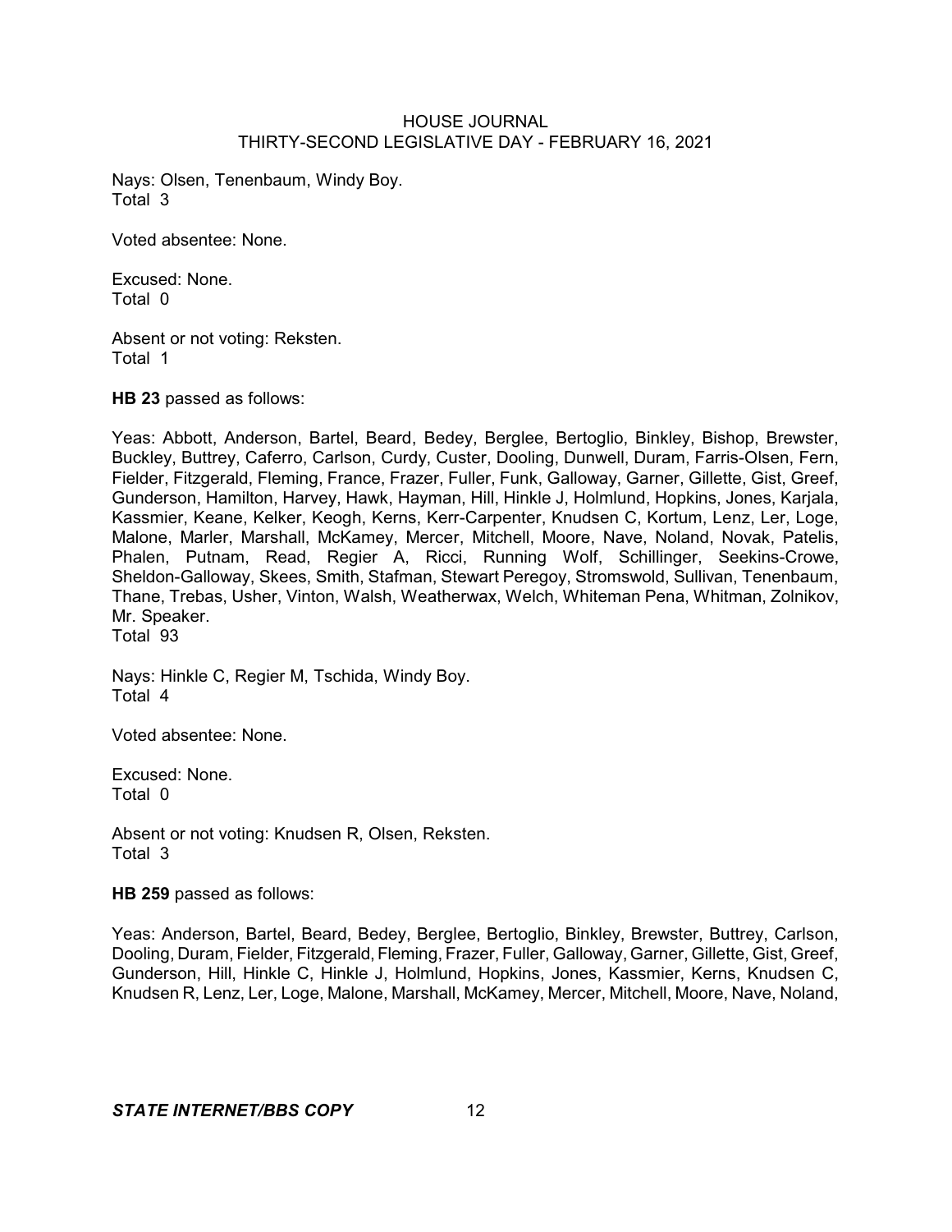Nays: Olsen, Tenenbaum, Windy Boy.
Total 3

Voted absentee: None.

Excused: None.
Total 0

Absent or not voting: Reksten.
Total 1

**HB 23** passed as follows:

Yeas: Abbott, Anderson, Bartel, Beard, Bedey, Berglee, Bertoglio, Binkley, Bishop, Brewster, Buckley, Buttrey, Caferro, Carlson, Curdy, Custer, Dooling, Dunwell, Duram, Farris-Olsen, Fern, Fielder, Fitzgerald, Fleming, France, Frazer, Fuller, Funk, Galloway, Garner, Gillette, Gist, Greef, Gunderson, Hamilton, Harvey, Hawk, Hayman, Hill, Hinkle J, Holmlund, Hopkins, Jones, Karjala, Kassmier, Keane, Kelker, Keogh, Kerns, Kerr-Carpenter, Knudsen C, Kortum, Lenz, Ler, Loge, Malone, Marler, Marshall, McKamey, Mercer, Mitchell, Moore, Nave, Noland, Novak, Patelis, Phalen, Putnam, Read, Regier A, Ricci, Running Wolf, Schillinger, Seekins-Crowe, Sheldon-Galloway, Skees, Smith, Stafman, Stewart Peregoy, Stromswold, Sullivan, Tenenbaum, Thane, Trebas, Usher, Vinton, Walsh, Weatherwax, Welch, Whiteman Pena, Whitman, Zolnikov, Mr. Speaker.
Total 93

Nays: Hinkle C, Regier M, Tschida, Windy Boy.
Total 4

Voted absentee: None.

Excused: None.
Total 0

Absent or not voting: Knudsen R, Olsen, Reksten.
Total 3

**HB 259** passed as follows:

Yeas: Anderson, Bartel, Beard, Bedey, Berglee, Bertoglio, Binkley, Brewster, Buttrey, Carlson, Dooling, Duram, Fielder, Fitzgerald, Fleming, Frazer, Fuller, Galloway, Garner, Gillette, Gist, Greef, Gunderson, Hill, Hinkle C, Hinkle J, Holmlund, Hopkins, Jones, Kassmier, Kerns, Knudsen C, Knudsen R, Lenz, Ler, Loge, Malone, Marshall, McKamey, Mercer, Mitchell, Moore, Nave, Noland,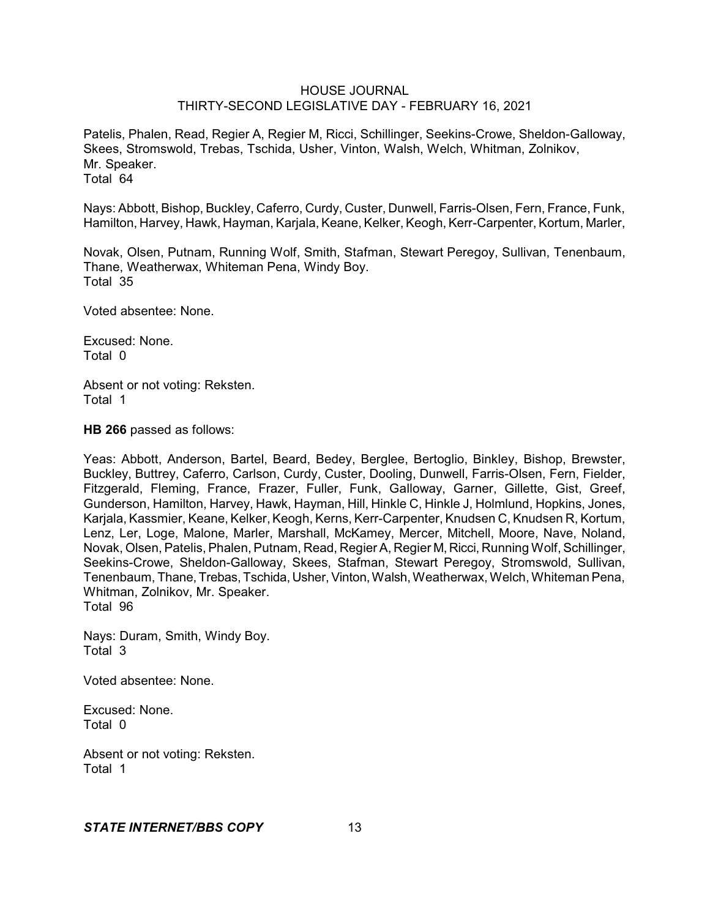Patelis, Phalen, Read, Regier A, Regier M, Ricci, Schillinger, Seekins-Crowe, Sheldon-Galloway, Skees, Stromswold, Trebas, Tschida, Usher, Vinton, Walsh, Welch, Whitman, Zolnikov, Mr. Speaker.
Total 64

Nays: Abbott, Bishop, Buckley, Caferro, Curdy, Custer, Dunwell, Farris-Olsen, Fern, France, Funk, Hamilton, Harvey, Hawk, Hayman, Karjala, Keane, Kelker, Keogh, Kerr-Carpenter, Kortum, Marler,

Novak, Olsen, Putnam, Running Wolf, Smith, Stafman, Stewart Peregoy, Sullivan, Tenenbaum, Thane, Weatherwax, Whiteman Pena, Windy Boy.
Total 35

Voted absentee: None.

Excused: None.
Total 0

Absent or not voting: Reksten.
Total 1

**HB 266** passed as follows:

Yeas: Abbott, Anderson, Bartel, Beard, Bedey, Berglee, Bertoglio, Binkley, Bishop, Brewster, Buckley, Buttrey, Caferro, Carlson, Curdy, Custer, Dooling, Dunwell, Farris-Olsen, Fern, Fielder, Fitzgerald, Fleming, France, Frazer, Fuller, Funk, Galloway, Garner, Gillette, Gist, Greef, Gunderson, Hamilton, Harvey, Hawk, Hayman, Hill, Hinkle C, Hinkle J, Holmlund, Hopkins, Jones, Karjala, Kassmier, Keane, Kelker, Keogh, Kerns, Kerr-Carpenter, Knudsen C, Knudsen R, Kortum, Lenz, Ler, Loge, Malone, Marler, Marshall, McKamey, Mercer, Mitchell, Moore, Nave, Noland, Novak, Olsen, Patelis, Phalen, Putnam, Read, Regier A, Regier M, Ricci, Running Wolf, Schillinger, Seekins-Crowe, Sheldon-Galloway, Skees, Stafman, Stewart Peregoy, Stromswold, Sullivan, Tenenbaum, Thane, Trebas, Tschida, Usher, Vinton, Walsh, Weatherwax, Welch, Whiteman Pena, Whitman, Zolnikov, Mr. Speaker.
Total 96

Nays: Duram, Smith, Windy Boy.
Total 3

Voted absentee: None.

Excused: None.
Total 0

Absent or not voting: Reksten.
Total 1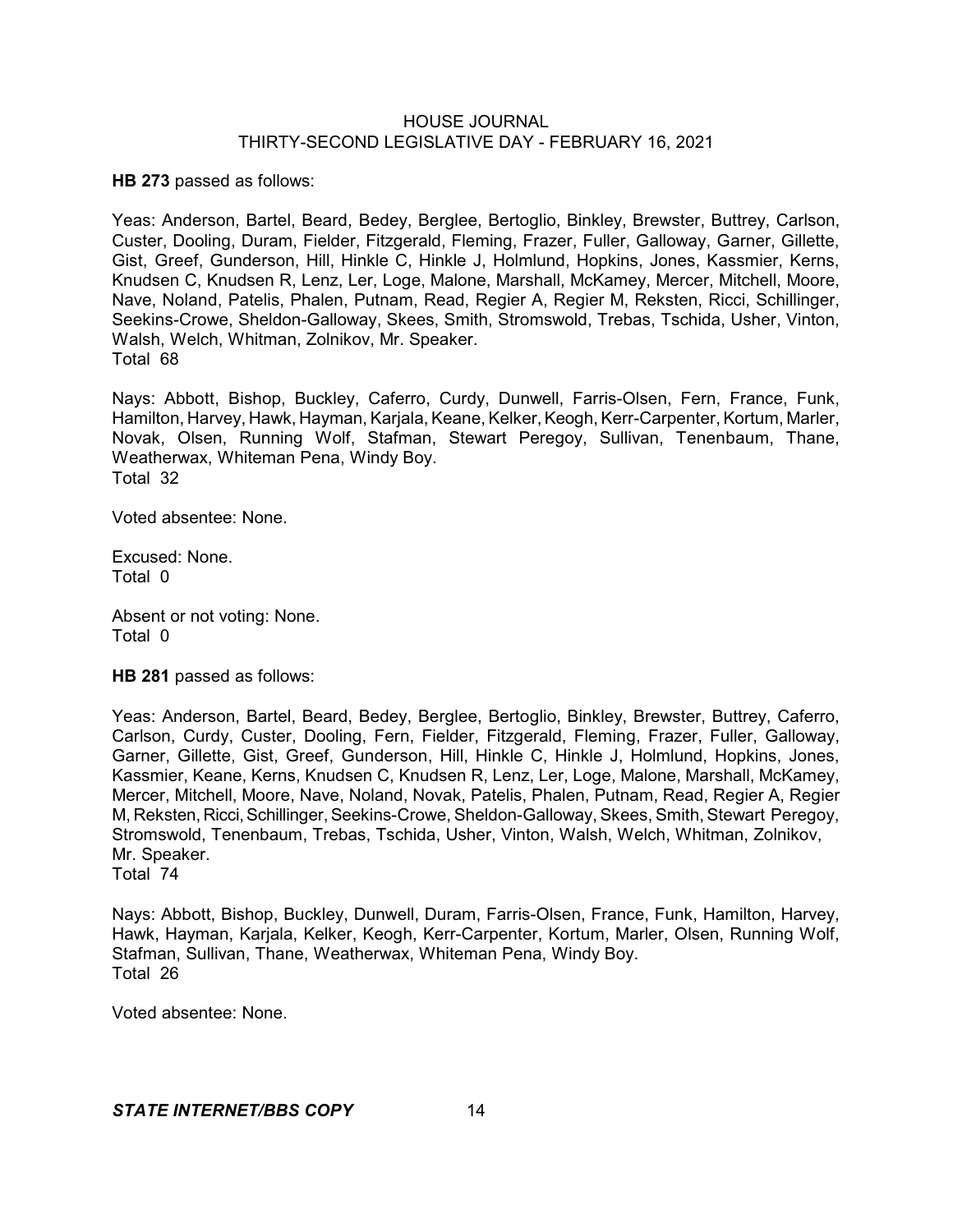**HB 273** passed as follows:

Yeas: Anderson, Bartel, Beard, Bedey, Berglee, Bertoglio, Binkley, Brewster, Buttrey, Carlson, Custer, Dooling, Duram, Fielder, Fitzgerald, Fleming, Frazer, Fuller, Galloway, Garner, Gillette, Gist, Greef, Gunderson, Hill, Hinkle C, Hinkle J, Holmlund, Hopkins, Jones, Kassmier, Kerns, Knudsen C, Knudsen R, Lenz, Ler, Loge, Malone, Marshall, McKamey, Mercer, Mitchell, Moore, Nave, Noland, Patelis, Phalen, Putnam, Read, Regier A, Regier M, Reksten, Ricci, Schillinger, Seekins-Crowe, Sheldon-Galloway, Skees, Smith, Stromswold, Trebas, Tschida, Usher, Vinton, Walsh, Welch, Whitman, Zolnikov, Mr. Speaker.
Total 68

Nays: Abbott, Bishop, Buckley, Caferro, Curdy, Dunwell, Farris-Olsen, Fern, France, Funk, Hamilton, Harvey, Hawk, Hayman, Karjala, Keane, Kelker, Keogh, Kerr-Carpenter, Kortum, Marler, Novak, Olsen, Running Wolf, Stafman, Stewart Peregoy, Sullivan, Tenenbaum, Thane, Weatherwax, Whiteman Pena, Windy Boy.
Total 32

Voted absentee: None.

Excused: None.
Total 0

Absent or not voting: None.
Total 0

**HB 281** passed as follows:

Yeas: Anderson, Bartel, Beard, Bedey, Berglee, Bertoglio, Binkley, Brewster, Buttrey, Caferro, Carlson, Curdy, Custer, Dooling, Fern, Fielder, Fitzgerald, Fleming, Frazer, Fuller, Galloway, Garner, Gillette, Gist, Greef, Gunderson, Hill, Hinkle C, Hinkle J, Holmlund, Hopkins, Jones, Kassmier, Keane, Kerns, Knudsen C, Knudsen R, Lenz, Ler, Loge, Malone, Marshall, McKamey, Mercer, Mitchell, Moore, Nave, Noland, Novak, Patelis, Phalen, Putnam, Read, Regier A, Regier M, Reksten, Ricci, Schillinger, Seekins-Crowe, Sheldon-Galloway, Skees, Smith, Stewart Peregoy, Stromswold, Tenenbaum, Trebas, Tschida, Usher, Vinton, Walsh, Welch, Whitman, Zolnikov, Mr. Speaker.
Total 74

Nays: Abbott, Bishop, Buckley, Dunwell, Duram, Farris-Olsen, France, Funk, Hamilton, Harvey, Hawk, Hayman, Karjala, Kelker, Keogh, Kerr-Carpenter, Kortum, Marler, Olsen, Running Wolf, Stafman, Sullivan, Thane, Weatherwax, Whiteman Pena, Windy Boy.
Total 26

Voted absentee: None.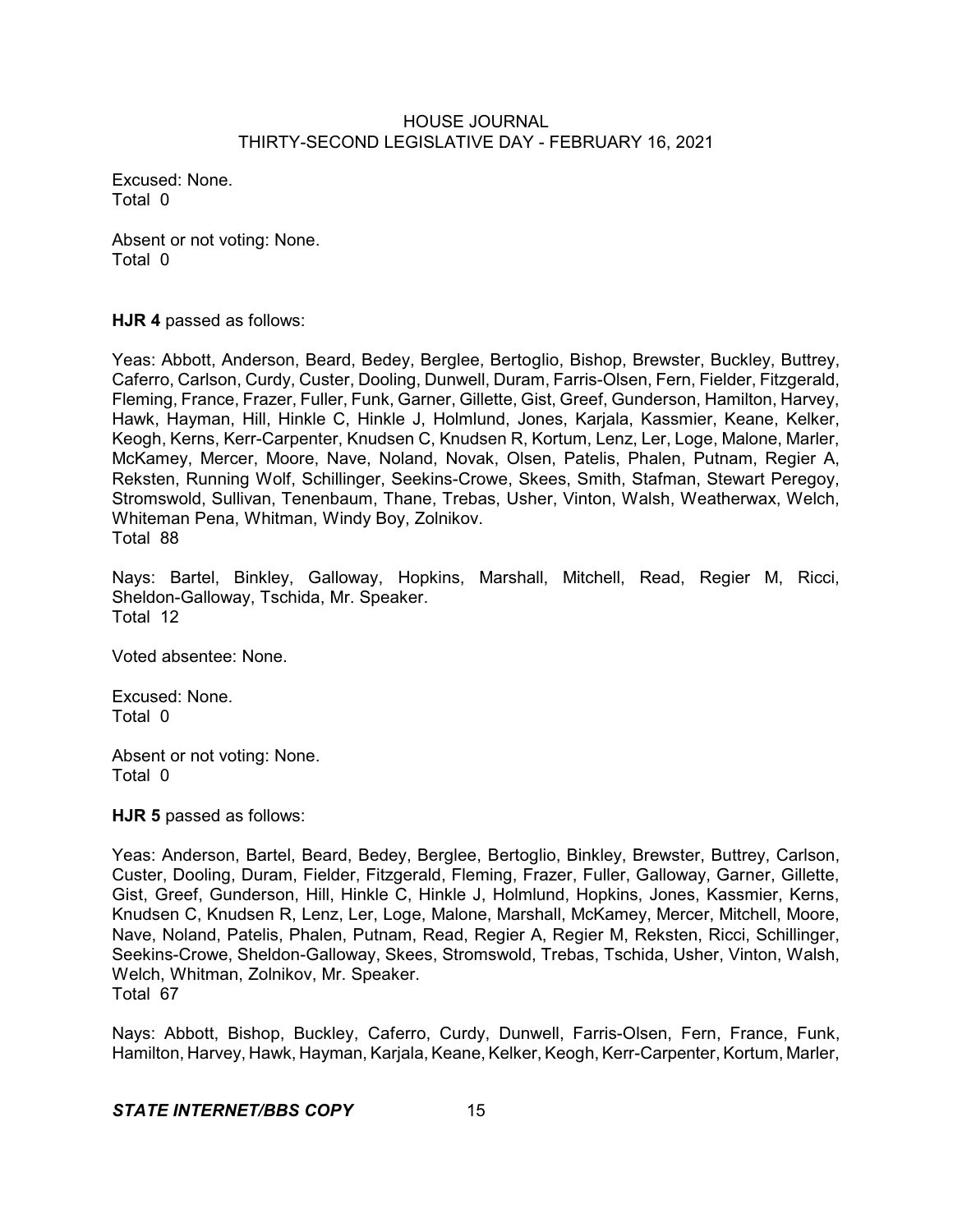Excused: None.
Total 0

Absent or not voting: None.
Total 0

**HJR 4** passed as follows:

Yeas: Abbott, Anderson, Beard, Bedey, Berglee, Bertoglio, Bishop, Brewster, Buckley, Buttrey, Caferro, Carlson, Curdy, Custer, Dooling, Dunwell, Duram, Farris-Olsen, Fern, Fielder, Fitzgerald, Fleming, France, Frazer, Fuller, Funk, Garner, Gillette, Gist, Greef, Gunderson, Hamilton, Harvey, Hawk, Hayman, Hill, Hinkle C, Hinkle J, Holmlund, Jones, Karjala, Kassmier, Keane, Kelker, Keogh, Kerns, Kerr-Carpenter, Knudsen C, Knudsen R, Kortum, Lenz, Ler, Loge, Malone, Marler, McKamey, Mercer, Moore, Nave, Noland, Novak, Olsen, Patelis, Phalen, Putnam, Regier A, Reksten, Running Wolf, Schillinger, Seekins-Crowe, Skees, Smith, Stafman, Stewart Peregoy, Stromswold, Sullivan, Tenenbaum, Thane, Trebas, Usher, Vinton, Walsh, Weatherwax, Welch, Whiteman Pena, Whitman, Windy Boy, Zolnikov.
Total 88

Nays: Bartel, Binkley, Galloway, Hopkins, Marshall, Mitchell, Read, Regier M, Ricci, Sheldon-Galloway, Tschida, Mr. Speaker.
Total 12

Voted absentee: None.

Excused: None.
Total 0

Absent or not voting: None.
Total 0

**HJR 5** passed as follows:

Yeas: Anderson, Bartel, Beard, Bedey, Berglee, Bertoglio, Binkley, Brewster, Buttrey, Carlson, Custer, Dooling, Duram, Fielder, Fitzgerald, Fleming, Frazer, Fuller, Galloway, Garner, Gillette, Gist, Greef, Gunderson, Hill, Hinkle C, Hinkle J, Holmlund, Hopkins, Jones, Kassmier, Kerns, Knudsen C, Knudsen R, Lenz, Ler, Loge, Malone, Marshall, McKamey, Mercer, Mitchell, Moore, Nave, Noland, Patelis, Phalen, Putnam, Read, Regier A, Regier M, Reksten, Ricci, Schillinger, Seekins-Crowe, Sheldon-Galloway, Skees, Stromswold, Trebas, Tschida, Usher, Vinton, Walsh, Welch, Whitman, Zolnikov, Mr. Speaker.
Total 67

Nays: Abbott, Bishop, Buckley, Caferro, Curdy, Dunwell, Farris-Olsen, Fern, France, Funk, Hamilton, Harvey, Hawk, Hayman, Karjala, Keane, Kelker, Keogh, Kerr-Carpenter, Kortum, Marler,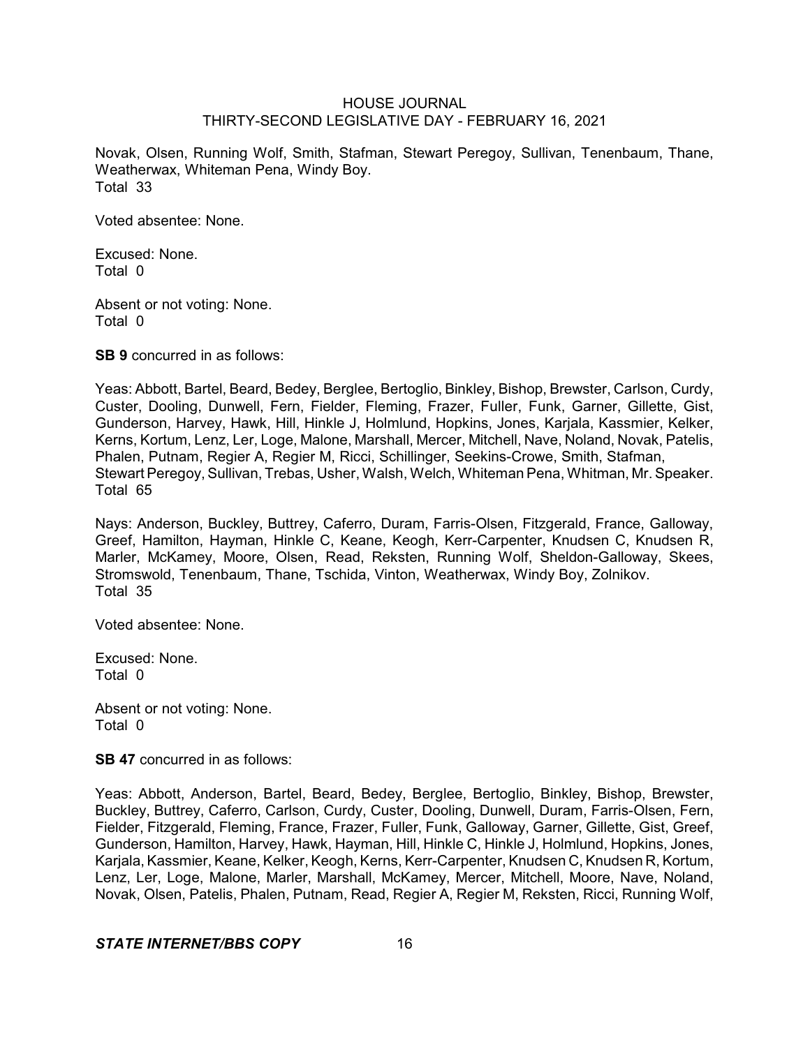Novak, Olsen, Running Wolf, Smith, Stafman, Stewart Peregoy, Sullivan, Tenenbaum, Thane, Weatherwax, Whiteman Pena, Windy Boy.
Total 33

Voted absentee: None.

Excused: None.
Total 0

Absent or not voting: None.
Total 0

**SB 9** concurred in as follows:

Yeas: Abbott, Bartel, Beard, Bedey, Berglee, Bertoglio, Binkley, Bishop, Brewster, Carlson, Curdy, Custer, Dooling, Dunwell, Fern, Fielder, Fleming, Frazer, Fuller, Funk, Garner, Gillette, Gist, Gunderson, Harvey, Hawk, Hill, Hinkle J, Holmlund, Hopkins, Jones, Karjala, Kassmier, Kelker, Kerns, Kortum, Lenz, Ler, Loge, Malone, Marshall, Mercer, Mitchell, Nave, Noland, Novak, Patelis, Phalen, Putnam, Regier A, Regier M, Ricci, Schillinger, Seekins-Crowe, Smith, Stafman, Stewart Peregoy, Sullivan, Trebas, Usher, Walsh, Welch, Whiteman Pena, Whitman, Mr. Speaker.
Total 65

Nays: Anderson, Buckley, Buttrey, Caferro, Duram, Farris-Olsen, Fitzgerald, France, Galloway, Greef, Hamilton, Hayman, Hinkle C, Keane, Keogh, Kerr-Carpenter, Knudsen C, Knudsen R, Marler, McKamey, Moore, Olsen, Read, Reksten, Running Wolf, Sheldon-Galloway, Skees, Stromswold, Tenenbaum, Thane, Tschida, Vinton, Weatherwax, Windy Boy, Zolnikov.
Total 35

Voted absentee: None.

Excused: None.
Total 0

Absent or not voting: None.
Total 0

**SB 47** concurred in as follows:

Yeas: Abbott, Anderson, Bartel, Beard, Bedey, Berglee, Bertoglio, Binkley, Bishop, Brewster, Buckley, Buttrey, Caferro, Carlson, Curdy, Custer, Dooling, Dunwell, Duram, Farris-Olsen, Fern, Fielder, Fitzgerald, Fleming, France, Frazer, Fuller, Funk, Galloway, Garner, Gillette, Gist, Greef, Gunderson, Hamilton, Harvey, Hawk, Hayman, Hill, Hinkle C, Hinkle J, Holmlund, Hopkins, Jones, Karjala, Kassmier, Keane, Kelker, Keogh, Kerns, Kerr-Carpenter, Knudsen C, Knudsen R, Kortum, Lenz, Ler, Loge, Malone, Marler, Marshall, McKamey, Mercer, Mitchell, Moore, Nave, Noland, Novak, Olsen, Patelis, Phalen, Putnam, Read, Regier A, Regier M, Reksten, Ricci, Running Wolf,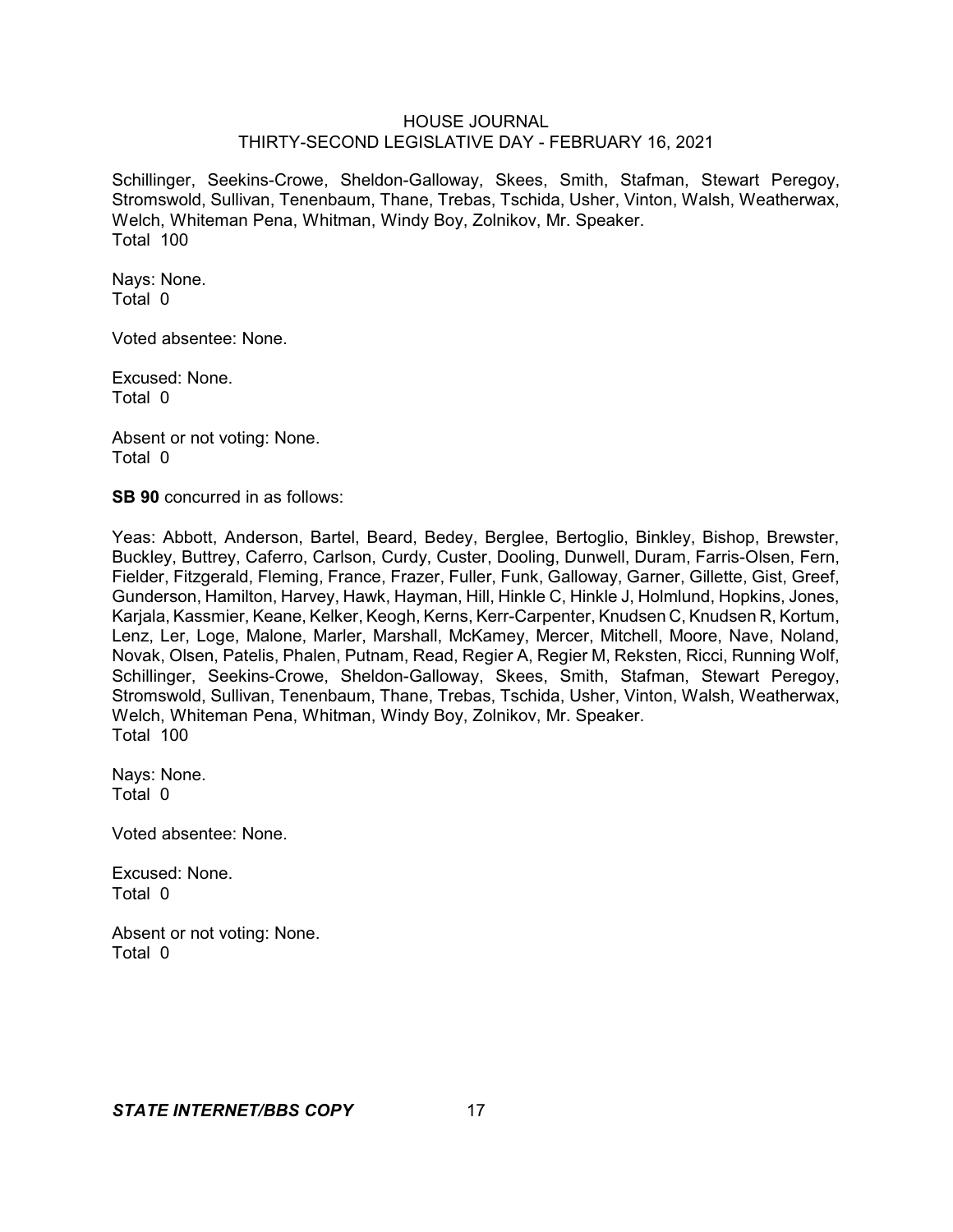Schillinger, Seekins-Crowe, Sheldon-Galloway, Skees, Smith, Stafman, Stewart Peregoy, Stromswold, Sullivan, Tenenbaum, Thane, Trebas, Tschida, Usher, Vinton, Walsh, Weatherwax, Welch, Whiteman Pena, Whitman, Windy Boy, Zolnikov, Mr. Speaker.
Total 100

Nays: None.
Total 0

Voted absentee: None.

Excused: None.
Total 0

Absent or not voting: None.
Total 0

**SB 90** concurred in as follows:

Yeas: Abbott, Anderson, Bartel, Beard, Bedey, Berglee, Bertoglio, Binkley, Bishop, Brewster, Buckley, Buttrey, Caferro, Carlson, Curdy, Custer, Dooling, Dunwell, Duram, Farris-Olsen, Fern, Fielder, Fitzgerald, Fleming, France, Frazer, Fuller, Funk, Galloway, Garner, Gillette, Gist, Greef, Gunderson, Hamilton, Harvey, Hawk, Hayman, Hill, Hinkle C, Hinkle J, Holmlund, Hopkins, Jones, Karjala, Kassmier, Keane, Kelker, Keogh, Kerns, Kerr-Carpenter, Knudsen C, Knudsen R, Kortum, Lenz, Ler, Loge, Malone, Marler, Marshall, McKamey, Mercer, Mitchell, Moore, Nave, Noland, Novak, Olsen, Patelis, Phalen, Putnam, Read, Regier A, Regier M, Reksten, Ricci, Running Wolf, Schillinger, Seekins-Crowe, Sheldon-Galloway, Skees, Smith, Stafman, Stewart Peregoy, Stromswold, Sullivan, Tenenbaum, Thane, Trebas, Tschida, Usher, Vinton, Walsh, Weatherwax, Welch, Whiteman Pena, Whitman, Windy Boy, Zolnikov, Mr. Speaker.
Total 100

Nays: None.
Total 0

Voted absentee: None.

Excused: None.
Total 0

Absent or not voting: None.
Total 0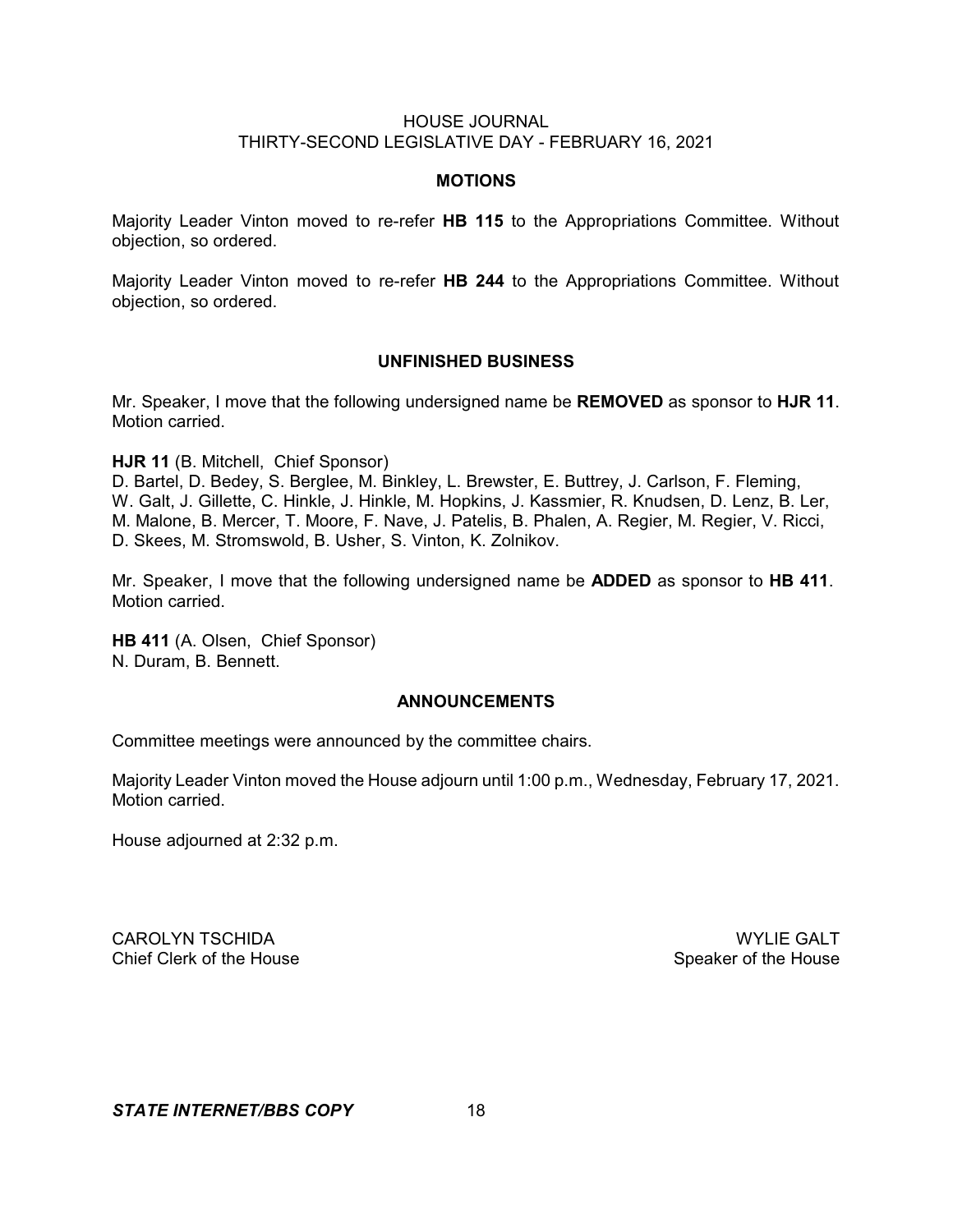## MOTIONS

Majority Leader Vinton moved to re-refer **HB 115** to the Appropriations Committee. Without objection, so ordered.

Majority Leader Vinton moved to re-refer **HB 244** to the Appropriations Committee. Without objection, so ordered.

## UNFINISHED BUSINESS

Mr. Speaker, I move that the following undersigned name be **REMOVED** as sponsor to **HJR 11**. Motion carried.

**HJR 11** (B. Mitchell, Chief Sponsor)
D. Bartel, D. Bedey, S. Berglee, M. Binkley, L. Brewster, E. Buttrey, J. Carlson, F. Fleming, W. Galt, J. Gillette, C. Hinkle, J. Hinkle, M. Hopkins, J. Kassmier, R. Knudsen, D. Lenz, B. Ler, M. Malone, B. Mercer, T. Moore, F. Nave, J. Patelis, B. Phalen, A. Regier, M. Regier, V. Ricci, D. Skees, M. Stromswold, B. Usher, S. Vinton, K. Zolnikov.

Mr. Speaker, I move that the following undersigned name be **ADDED** as sponsor to **HB 411**. Motion carried.

**HB 411** (A. Olsen, Chief Sponsor)
N. Duram, B. Bennett.

## ANNOUNCEMENTS

Committee meetings were announced by the committee chairs.

Majority Leader Vinton moved the House adjourn until 1:00 p.m., Wednesday, February 17, 2021. Motion carried.

House adjourned at 2:32 p.m.

CAROLYN TSCHIDA
Chief Clerk of the House

WYLIE GALT
Speaker of the House